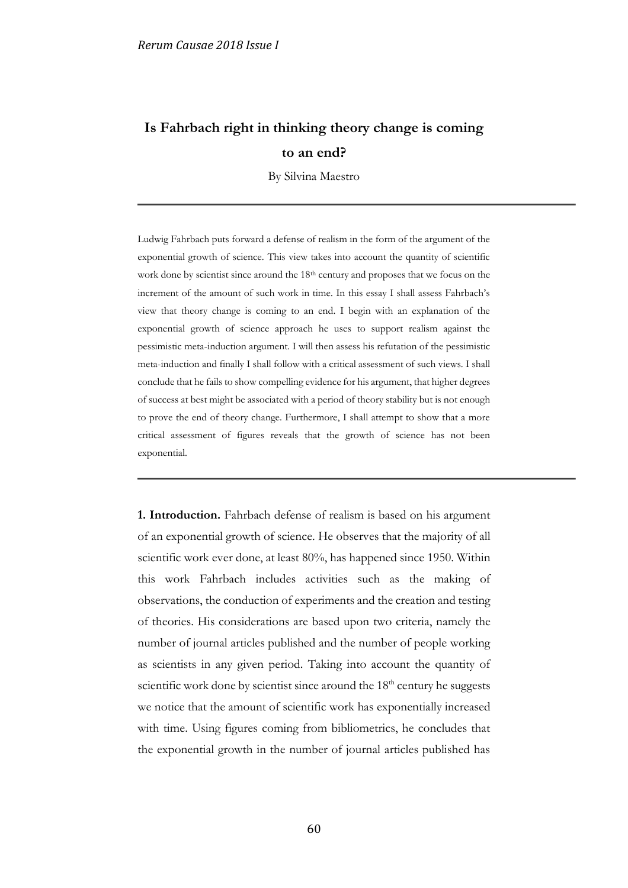# Is Fahrbach right in thinking theory change is coming to an end?

By Silvina Maestro

---

Ludwig Fahrbach puts forward a defense of realism in the form of the argument of the exponential growth of science. This view takes into account the quantity of scientific work done by scientist since around the 18th century and proposes that we focus on the increment of the amount of such work in time. In this essay I shall assess Fahrbach's view that theory change is coming to an end. I begin with an explanation of the exponential growth of science approach he uses to support realism against the pessimistic meta-induction argument. I will then assess his refutation of the pessimistic meta-induction and finally I shall follow with a critical assessment of such views. I shall conclude that he fails to show compelling evidence for his argument, that higher degrees of success at best might be associated with a period of theory stability but is not enough to prove the end of theory change. Furthermore, I shall attempt to show that a more critical assessment of figures reveals that the growth of science has not been exponential.

---

**1. Introduction.** Fahrbach defense of realism is based on his argument of an exponential growth of science. He observes that the majority of all scientific work ever done, at least 80%, has happened since 1950. Within this work Fahrbach includes activities such as the making of observations, the conduction of experiments and the creation and testing of theories. His considerations are based upon two criteria, namely the number of journal articles published and the number of people working as scientists in any given period. Taking into account the quantity of scientific work done by scientist since around the 18th century he suggests we notice that the amount of scientific work has exponentially increased with time. Using figures coming from bibliometrics, he concludes that the exponential growth in the number of journal articles published has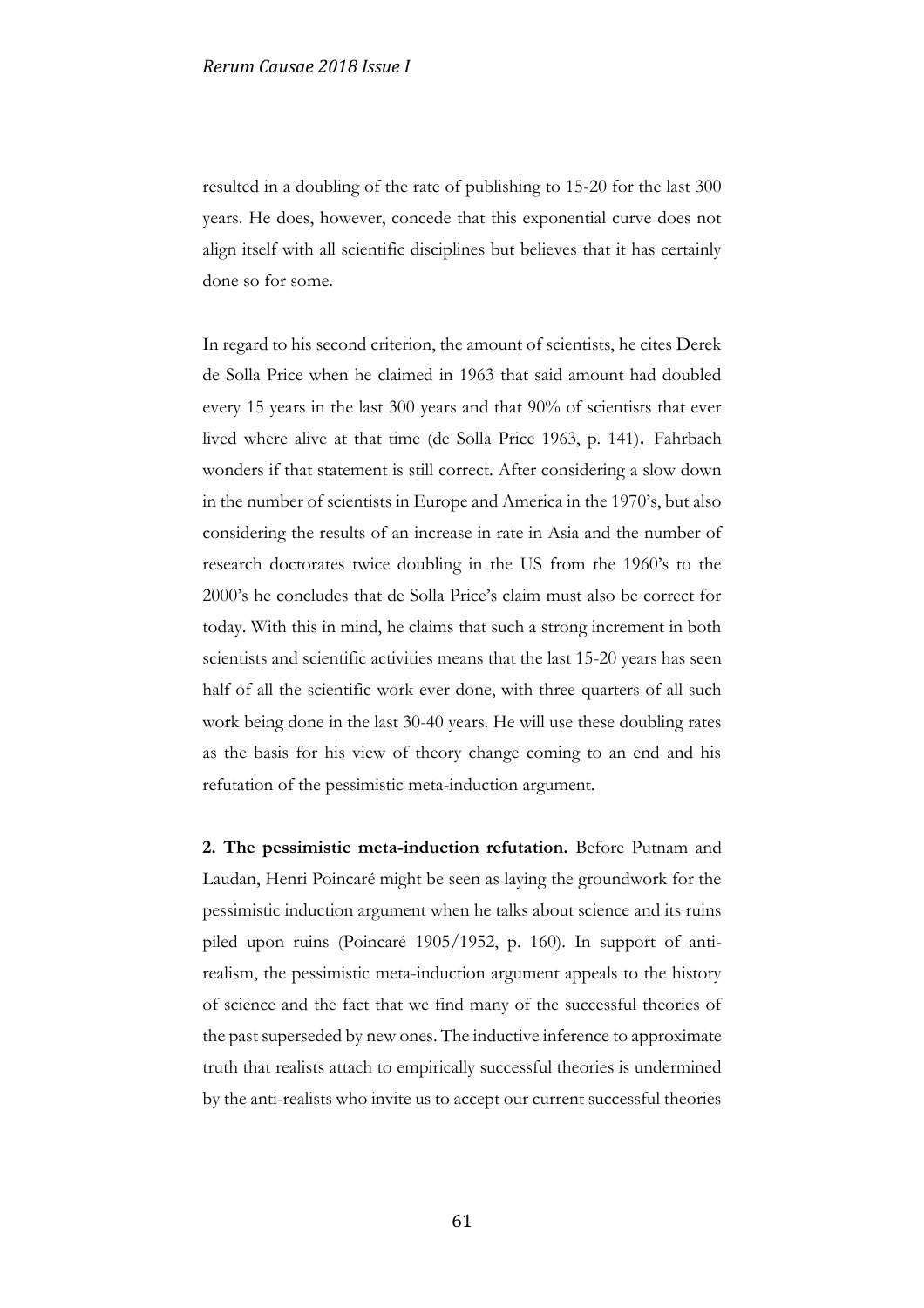resulted in a doubling of the rate of publishing to 15-20 for the last 300 years. He does, however, concede that this exponential curve does not align itself with all scientific disciplines but believes that it has certainly done so for some.

In regard to his second criterion, the amount of scientists, he cites Derek de Solla Price when he claimed in 1963 that said amount had doubled every 15 years in the last 300 years and that 90% of scientists that ever lived where alive at that time (de Solla Price 1963, p. 141)**.** Fahrbach wonders if that statement is still correct. After considering a slow down in the number of scientists in Europe and America in the 1970's, but also considering the results of an increase in rate in Asia and the number of research doctorates twice doubling in the US from the 1960's to the 2000's he concludes that de Solla Price's claim must also be correct for today. With this in mind, he claims that such a strong increment in both scientists and scientific activities means that the last 15-20 years has seen half of all the scientific work ever done, with three quarters of all such work being done in the last 30-40 years. He will use these doubling rates as the basis for his view of theory change coming to an end and his refutation of the pessimistic meta-induction argument.

**2. The pessimistic meta-induction refutation.** Before Putnam and Laudan, Henri Poincaré might be seen as laying the groundwork for the pessimistic induction argument when he talks about science and its ruins piled upon ruins (Poincaré 1905/1952, p. 160). In support of anti-realism, the pessimistic meta-induction argument appeals to the history of science and the fact that we find many of the successful theories of the past superseded by new ones. The inductive inference to approximate truth that realists attach to empirically successful theories is undermined by the anti-realists who invite us to accept our current successful theories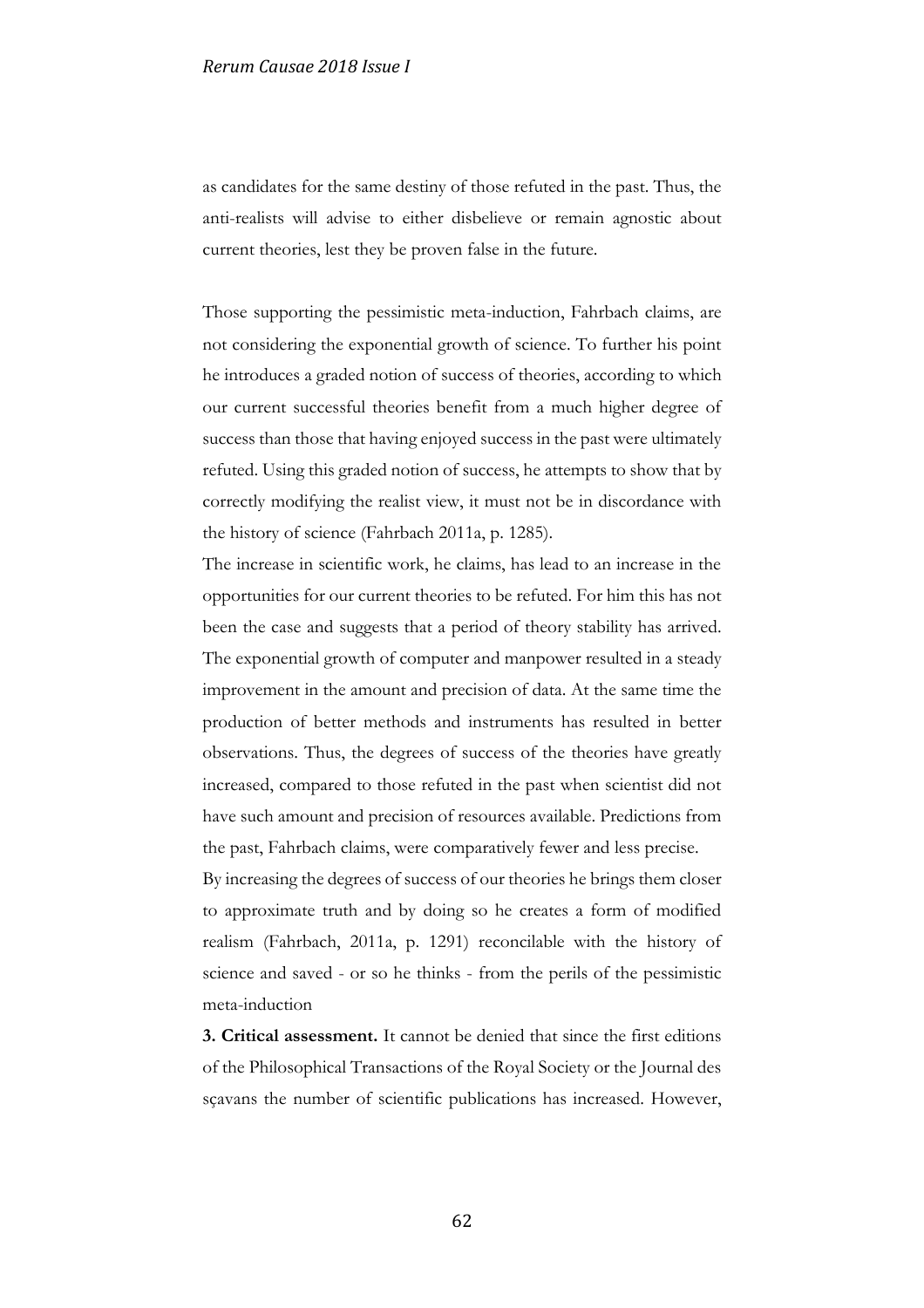as candidates for the same destiny of those refuted in the past. Thus, the anti-realists will advise to either disbelieve or remain agnostic about current theories, lest they be proven false in the future.

Those supporting the pessimistic meta-induction, Fahrbach claims, are not considering the exponential growth of science. To further his point he introduces a graded notion of success of theories, according to which our current successful theories benefit from a much higher degree of success than those that having enjoyed success in the past were ultimately refuted. Using this graded notion of success, he attempts to show that by correctly modifying the realist view, it must not be in discordance with the history of science (Fahrbach 2011a, p. 1285).

The increase in scientific work, he claims, has lead to an increase in the opportunities for our current theories to be refuted. For him this has not been the case and suggests that a period of theory stability has arrived. The exponential growth of computer and manpower resulted in a steady improvement in the amount and precision of data. At the same time the production of better methods and instruments has resulted in better observations. Thus, the degrees of success of the theories have greatly increased, compared to those refuted in the past when scientist did not have such amount and precision of resources available. Predictions from the past, Fahrbach claims, were comparatively fewer and less precise.

By increasing the degrees of success of our theories he brings them closer to approximate truth and by doing so he creates a form of modified realism (Fahrbach, 2011a, p. 1291) reconcilable with the history of science and saved - or so he thinks - from the perils of the pessimistic meta-induction

**3. Critical assessment.** It cannot be denied that since the first editions of the Philosophical Transactions of the Royal Society or the Journal des sçavans the number of scientific publications has increased. However,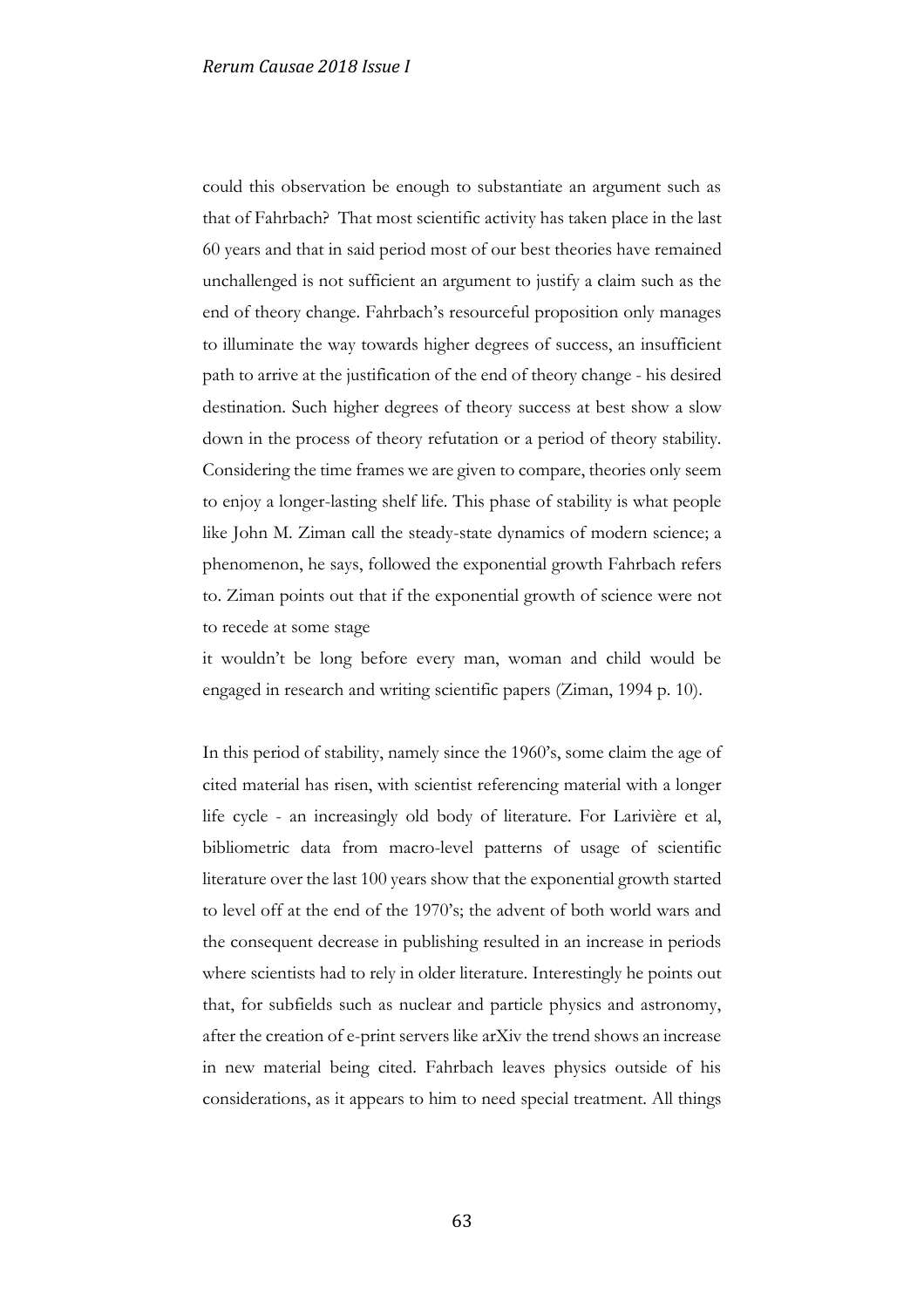could this observation be enough to substantiate an argument such as that of Fahrbach? That most scientific activity has taken place in the last 60 years and that in said period most of our best theories have remained unchallenged is not sufficient an argument to justify a claim such as the end of theory change. Fahrbach's resourceful proposition only manages to illuminate the way towards higher degrees of success, an insufficient path to arrive at the justification of the end of theory change - his desired destination. Such higher degrees of theory success at best show a slow down in the process of theory refutation or a period of theory stability. Considering the time frames we are given to compare, theories only seem to enjoy a longer-lasting shelf life. This phase of stability is what people like John M. Ziman call the steady-state dynamics of modern science; a phenomenon, he says, followed the exponential growth Fahrbach refers to. Ziman points out that if the exponential growth of science were not to recede at some stage

it wouldn't be long before every man, woman and child would be engaged in research and writing scientific papers (Ziman, 1994 p. 10).

In this period of stability, namely since the 1960's, some claim the age of cited material has risen, with scientist referencing material with a longer life cycle - an increasingly old body of literature. For Larivière et al, bibliometric data from macro-level patterns of usage of scientific literature over the last 100 years show that the exponential growth started to level off at the end of the 1970's; the advent of both world wars and the consequent decrease in publishing resulted in an increase in periods where scientists had to rely in older literature. Interestingly he points out that, for subfields such as nuclear and particle physics and astronomy, after the creation of e-print servers like arXiv the trend shows an increase in new material being cited. Fahrbach leaves physics outside of his considerations, as it appears to him to need special treatment. All things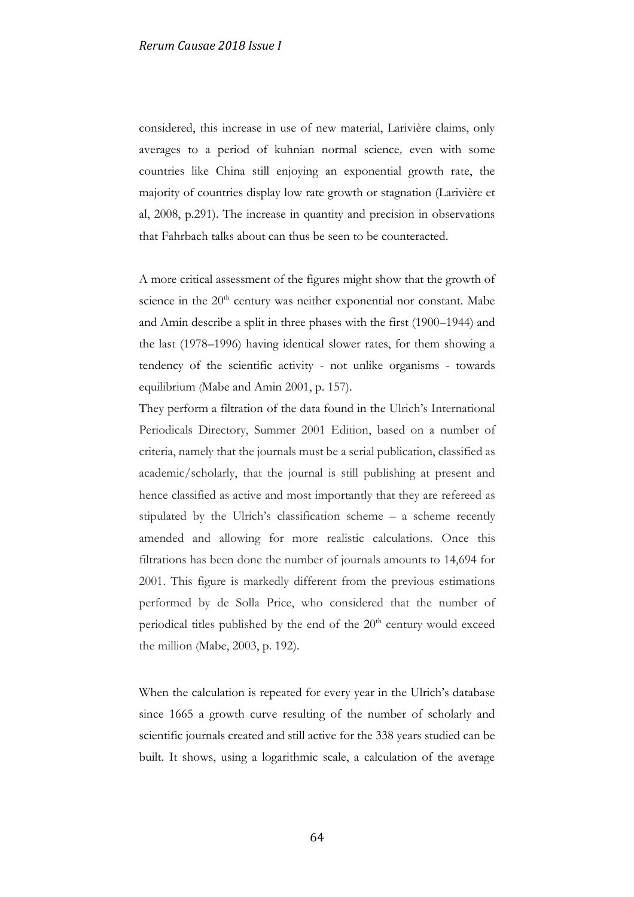considered, this increase in use of new material, Larivière claims, only averages to a period of kuhnian normal science*,* even with some countries like China still enjoying an exponential growth rate, the majority of countries display low rate growth or stagnation (Larivière et al, 2008, p.291). The increase in quantity and precision in observations that Fahrbach talks about can thus be seen to be counteracted.

A more critical assessment of the figures might show that the growth of science in the 20th century was neither exponential nor constant. Mabe and Amin describe a split in three phases with the first (1900–1944) and the last (1978–1996) having identical slower rates, for them showing a tendency of the scientific activity - not unlike organisms - towards equilibrium (Mabe and Amin 2001, p. 157).

They perform a filtration of the data found in the Ulrich's International Periodicals Directory, Summer 2001 Edition, based on a number of criteria, namely that the journals must be a serial publication, classified as academic/scholarly, that the journal is still publishing at present and hence classified as active and most importantly that they are refereed as stipulated by the Ulrich's classification scheme – a scheme recently amended and allowing for more realistic calculations. Once this filtrations has been done the number of journals amounts to 14,694 for 2001. This figure is markedly different from the previous estimations performed by de Solla Price, who considered that the number of periodical titles published by the end of the 20th century would exceed the million (Mabe, 2003, p. 192).

When the calculation is repeated for every year in the Ulrich's database since 1665 a growth curve resulting of the number of scholarly and scientific journals created and still active for the 338 years studied can be built. It shows, using a logarithmic scale, a calculation of the average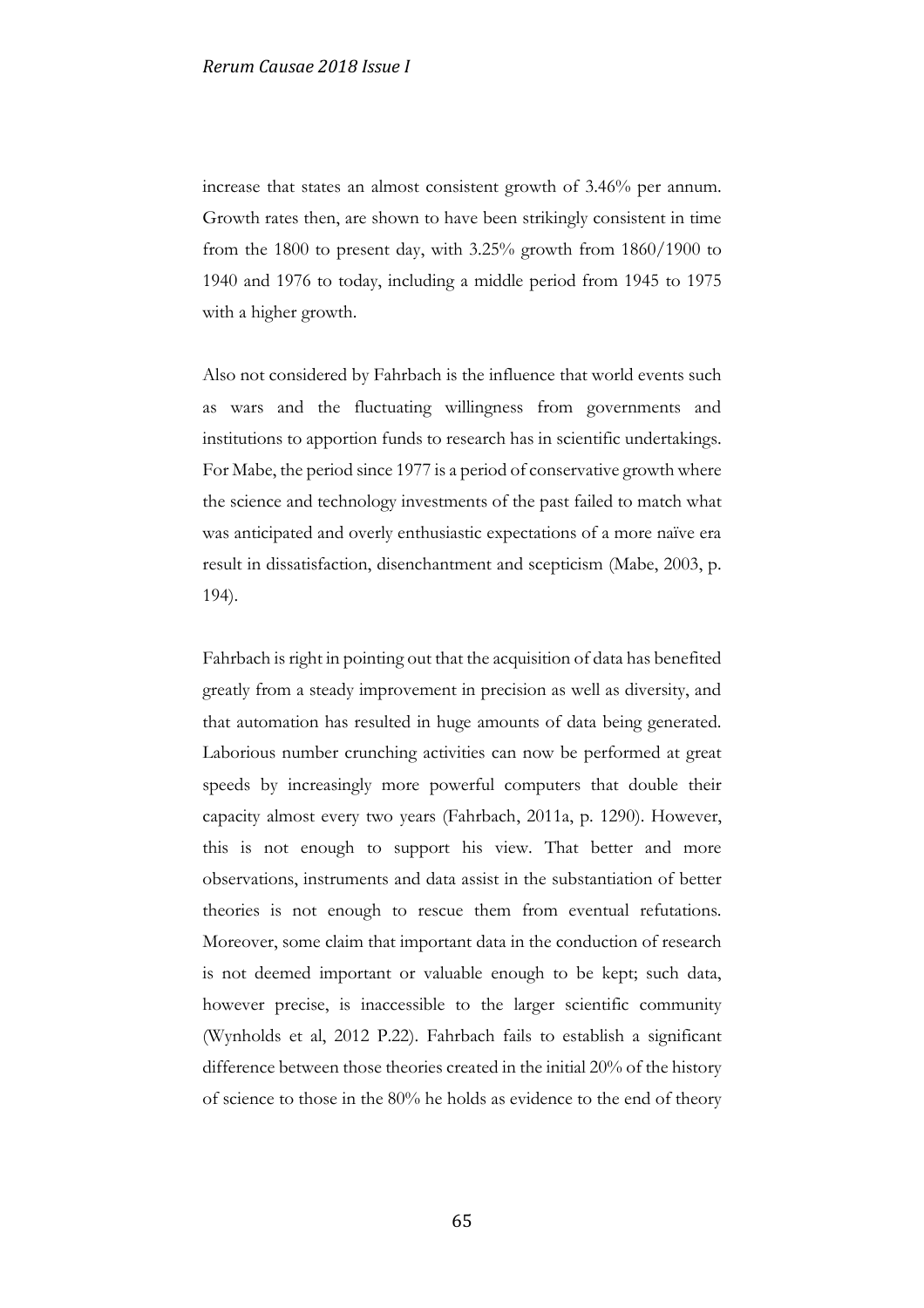increase that states an almost consistent growth of 3.46% per annum. Growth rates then, are shown to have been strikingly consistent in time from the 1800 to present day, with 3.25% growth from 1860/1900 to 1940 and 1976 to today, including a middle period from 1945 to 1975 with a higher growth.

Also not considered by Fahrbach is the influence that world events such as wars and the fluctuating willingness from governments and institutions to apportion funds to research has in scientific undertakings. For Mabe, the period since 1977 is a period of conservative growth where the science and technology investments of the past failed to match what was anticipated and overly enthusiastic expectations of a more naïve era result in dissatisfaction, disenchantment and scepticism (Mabe, 2003, p. 194).

Fahrbach is right in pointing out that the acquisition of data has benefited greatly from a steady improvement in precision as well as diversity, and that automation has resulted in huge amounts of data being generated. Laborious number crunching activities can now be performed at great speeds by increasingly more powerful computers that double their capacity almost every two years (Fahrbach, 2011a, p. 1290). However, this is not enough to support his view. That better and more observations, instruments and data assist in the substantiation of better theories is not enough to rescue them from eventual refutations. Moreover, some claim that important data in the conduction of research is not deemed important or valuable enough to be kept; such data, however precise, is inaccessible to the larger scientific community (Wynholds et al, 2012 P.22). Fahrbach fails to establish a significant difference between those theories created in the initial 20% of the history of science to those in the 80% he holds as evidence to the end of theory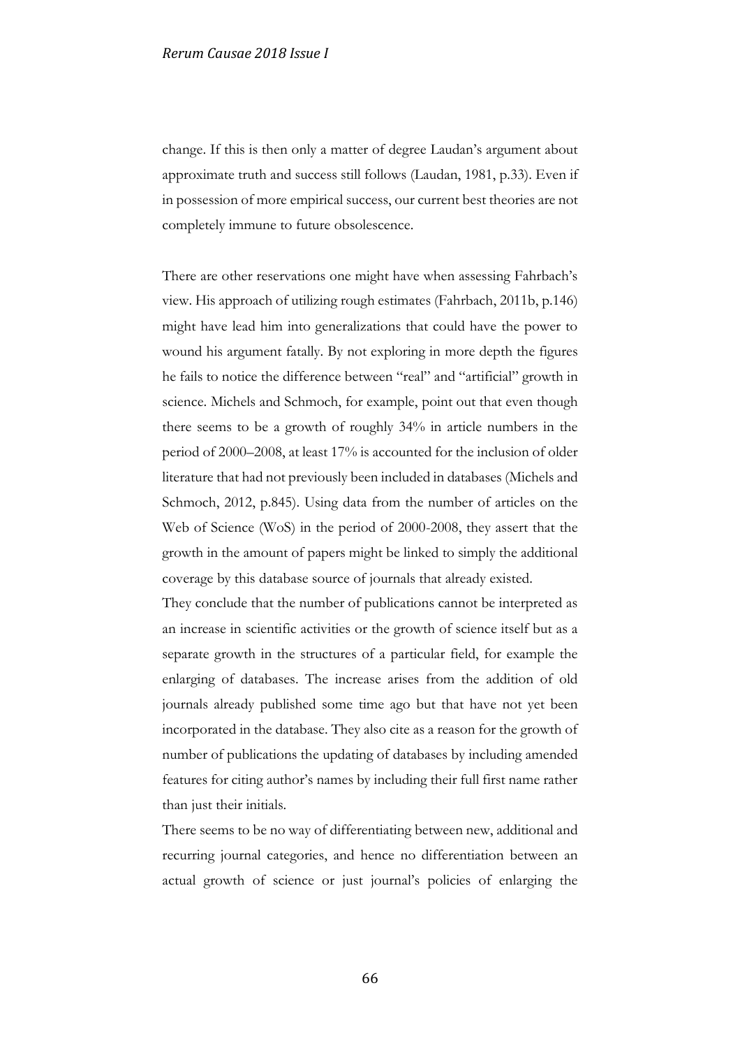change. If this is then only a matter of degree Laudan's argument about approximate truth and success still follows (Laudan, 1981, p.33). Even if in possession of more empirical success, our current best theories are not completely immune to future obsolescence.

There are other reservations one might have when assessing Fahrbach's view. His approach of utilizing rough estimates (Fahrbach, 2011b, p.146) might have lead him into generalizations that could have the power to wound his argument fatally. By not exploring in more depth the figures he fails to notice the difference between "real" and "artificial" growth in science. Michels and Schmoch, for example, point out that even though there seems to be a growth of roughly 34% in article numbers in the period of 2000–2008, at least 17% is accounted for the inclusion of older literature that had not previously been included in databases (Michels and Schmoch, 2012, p.845). Using data from the number of articles on the Web of Science (WoS) in the period of 2000-2008, they assert that the growth in the amount of papers might be linked to simply the additional coverage by this database source of journals that already existed.

They conclude that the number of publications cannot be interpreted as an increase in scientific activities or the growth of science itself but as a separate growth in the structures of a particular field, for example the enlarging of databases. The increase arises from the addition of old journals already published some time ago but that have not yet been incorporated in the database. They also cite as a reason for the growth of number of publications the updating of databases by including amended features for citing author's names by including their full first name rather than just their initials.

There seems to be no way of differentiating between new, additional and recurring journal categories, and hence no differentiation between an actual growth of science or just journal's policies of enlarging the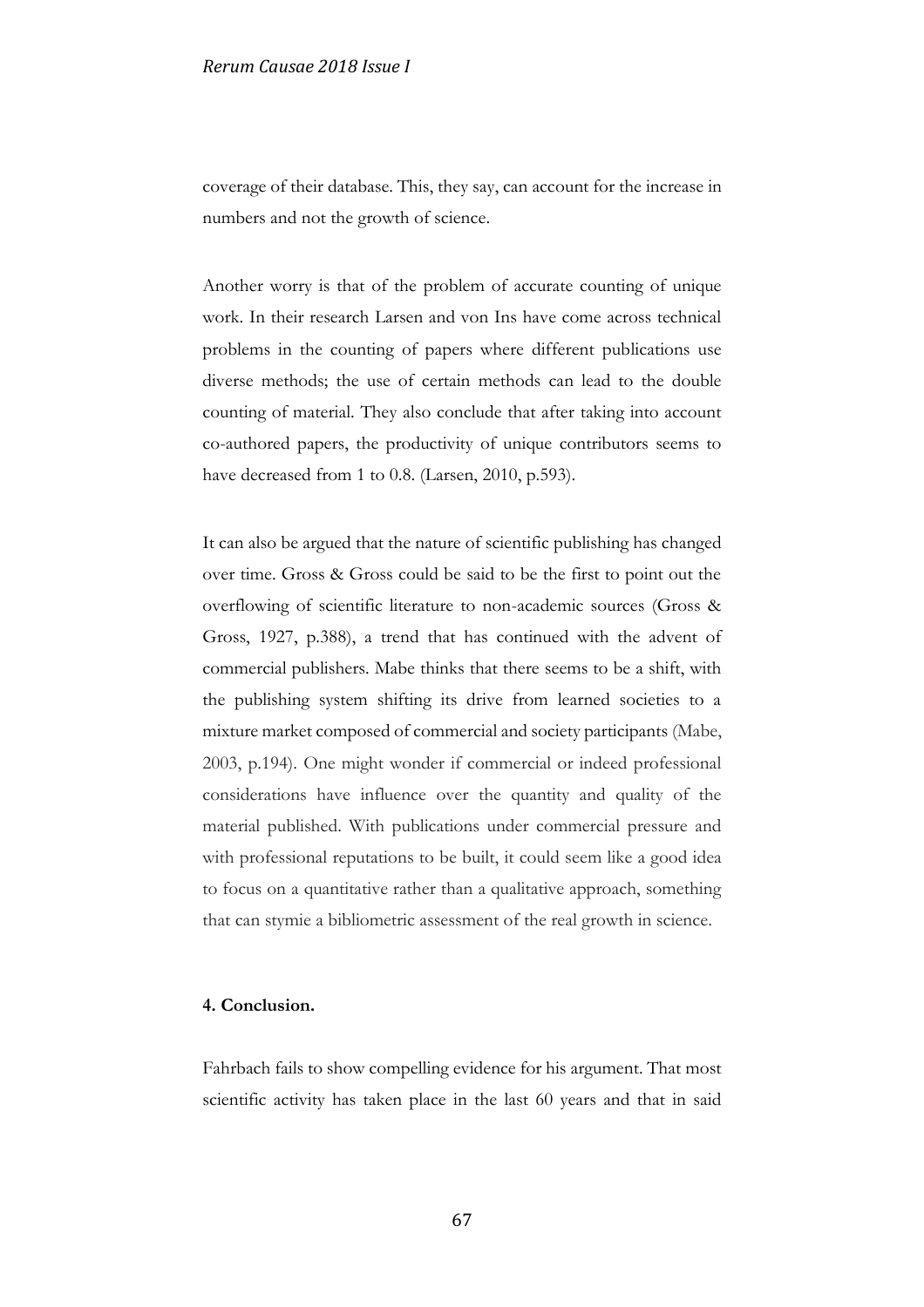coverage of their database. This, they say, can account for the increase in numbers and not the growth of science.

Another worry is that of the problem of accurate counting of unique work. In their research Larsen and von Ins have come across technical problems in the counting of papers where different publications use diverse methods; the use of certain methods can lead to the double counting of material. They also conclude that after taking into account co-authored papers, the productivity of unique contributors seems to have decreased from 1 to 0.8. (Larsen, 2010, p.593).

It can also be argued that the nature of scientific publishing has changed over time. Gross & Gross could be said to be the first to point out the overflowing of scientific literature to non-academic sources (Gross & Gross, 1927, p.388), a trend that has continued with the advent of commercial publishers. Mabe thinks that there seems to be a shift, with the publishing system shifting its drive from learned societies to a mixture market composed of commercial and society participants (Mabe, 2003, p.194). One might wonder if commercial or indeed professional considerations have influence over the quantity and quality of the material published. With publications under commercial pressure and with professional reputations to be built, it could seem like a good idea to focus on a quantitative rather than a qualitative approach, something that can stymie a bibliometric assessment of the real growth in science.

#### 4. Conclusion.

Fahrbach fails to show compelling evidence for his argument. That most scientific activity has taken place in the last 60 years and that in said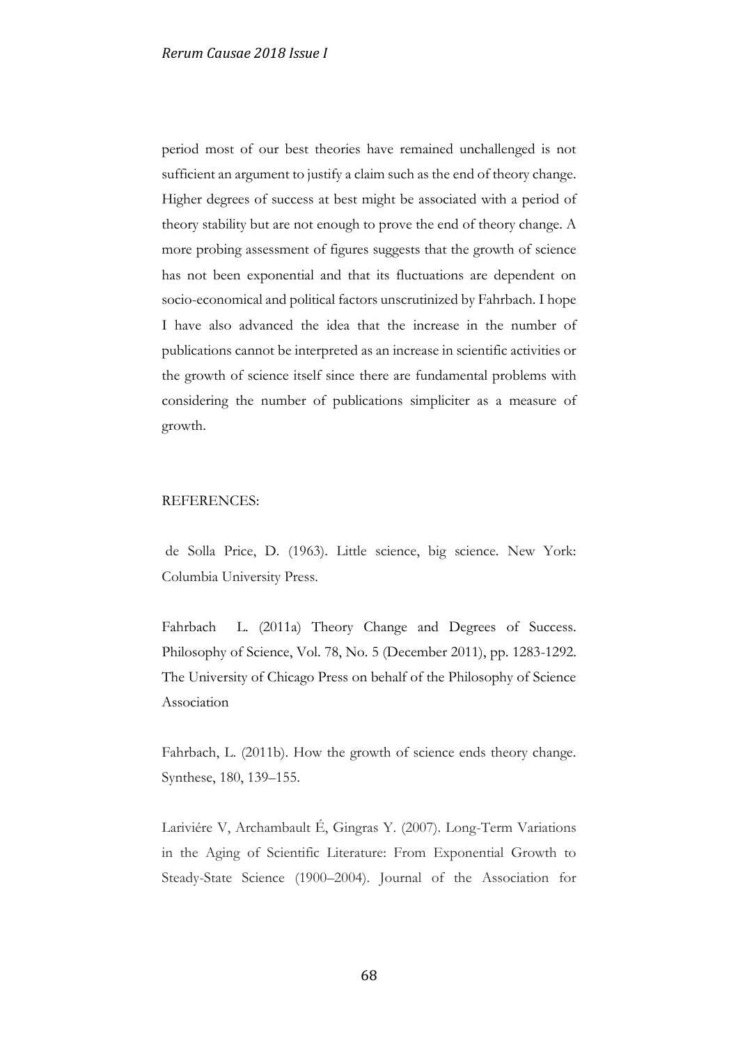period most of our best theories have remained unchallenged is not sufficient an argument to justify a claim such as the end of theory change. Higher degrees of success at best might be associated with a period of theory stability but are not enough to prove the end of theory change. A more probing assessment of figures suggests that the growth of science has not been exponential and that its fluctuations are dependent on socio-economical and political factors unscrutinized by Fahrbach. I hope I have also advanced the idea that the increase in the number of publications cannot be interpreted as an increase in scientific activities or the growth of science itself since there are fundamental problems with considering the number of publications simpliciter as a measure of growth.

REFERENCES:

de Solla Price, D. (1963). Little science, big science. New York: Columbia University Press.

Fahrbach L. (2011a) Theory Change and Degrees of Success. Philosophy of Science, Vol. 78, No. 5 (December 2011), pp. 1283-1292. The University of Chicago Press on behalf of the Philosophy of Science Association

Fahrbach, L. (2011b). How the growth of science ends theory change. Synthese, 180, 139–155.

Lariviére V, Archambault É, Gingras Y. (2007). Long-Term Variations in the Aging of Scientific Literature: From Exponential Growth to Steady-State Science (1900–2004). Journal of the Association for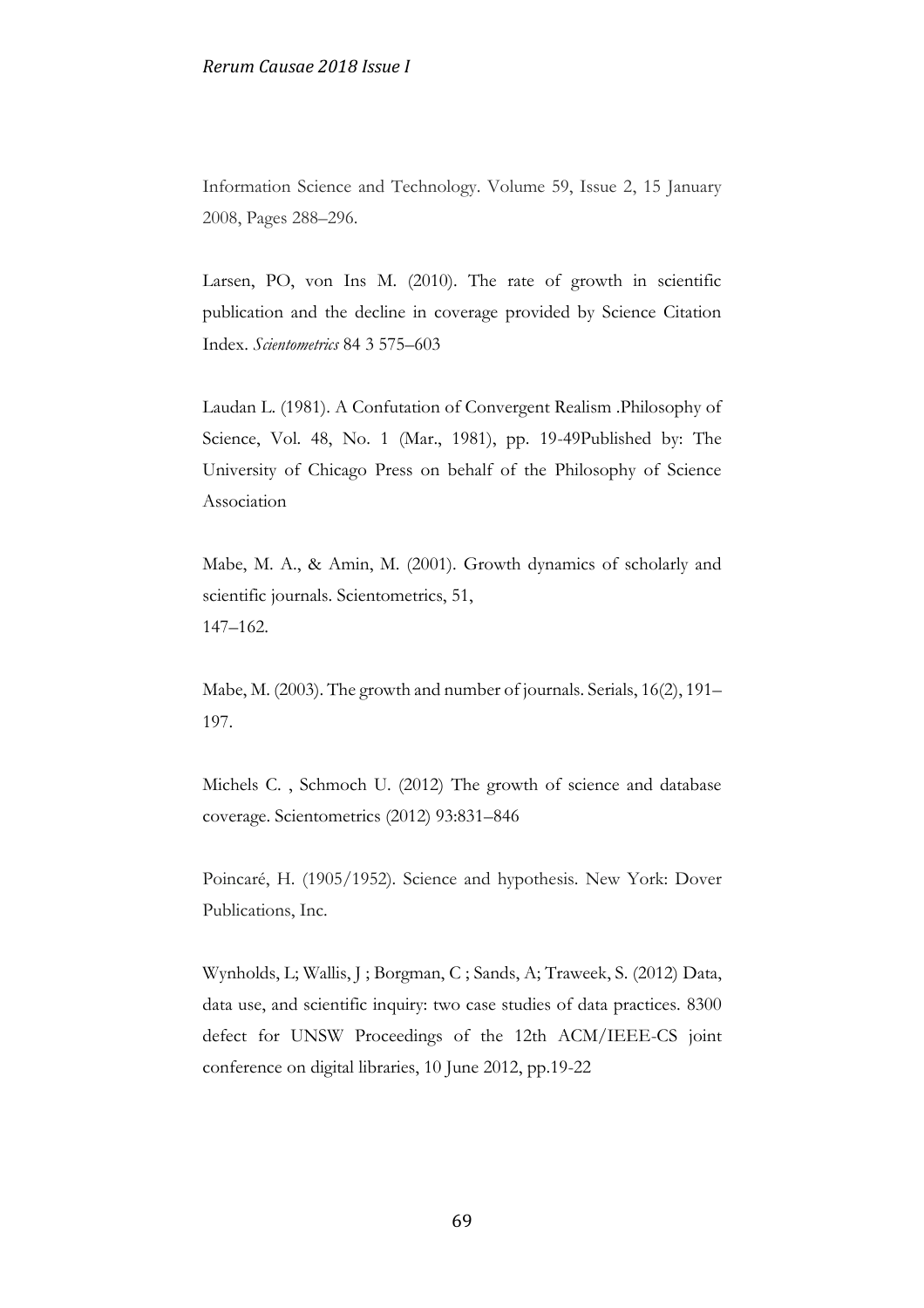Information Science and Technology. Volume 59, Issue 2, 15 January 2008, Pages 288–296.

Larsen, PO, von Ins M. (2010). The rate of growth in scientific publication and the decline in coverage provided by Science Citation Index. *Scientometrics* 84 3 575–603

Laudan L. (1981). A Confutation of Convergent Realism .Philosophy of Science, Vol. 48, No. 1 (Mar., 1981), pp. 19-49Published by: The University of Chicago Press on behalf of the Philosophy of Science Association

Mabe, M. A., & Amin, M. (2001). Growth dynamics of scholarly and scientific journals. Scientometrics, 51,
147–162.

Mabe, M. (2003). The growth and number of journals. Serials, 16(2), 191–197.

Michels C. , Schmoch U. (2012) The growth of science and database coverage. Scientometrics (2012) 93:831–846

Poincaré, H. (1905/1952). Science and hypothesis. New York: Dover Publications, Inc.

Wynholds, L; Wallis, J ; Borgman, C ; Sands, A; Traweek, S. (2012) Data, data use, and scientific inquiry: two case studies of data practices. 8300 defect for UNSW Proceedings of the 12th ACM/IEEE-CS joint conference on digital libraries, 10 June 2012, pp.19-22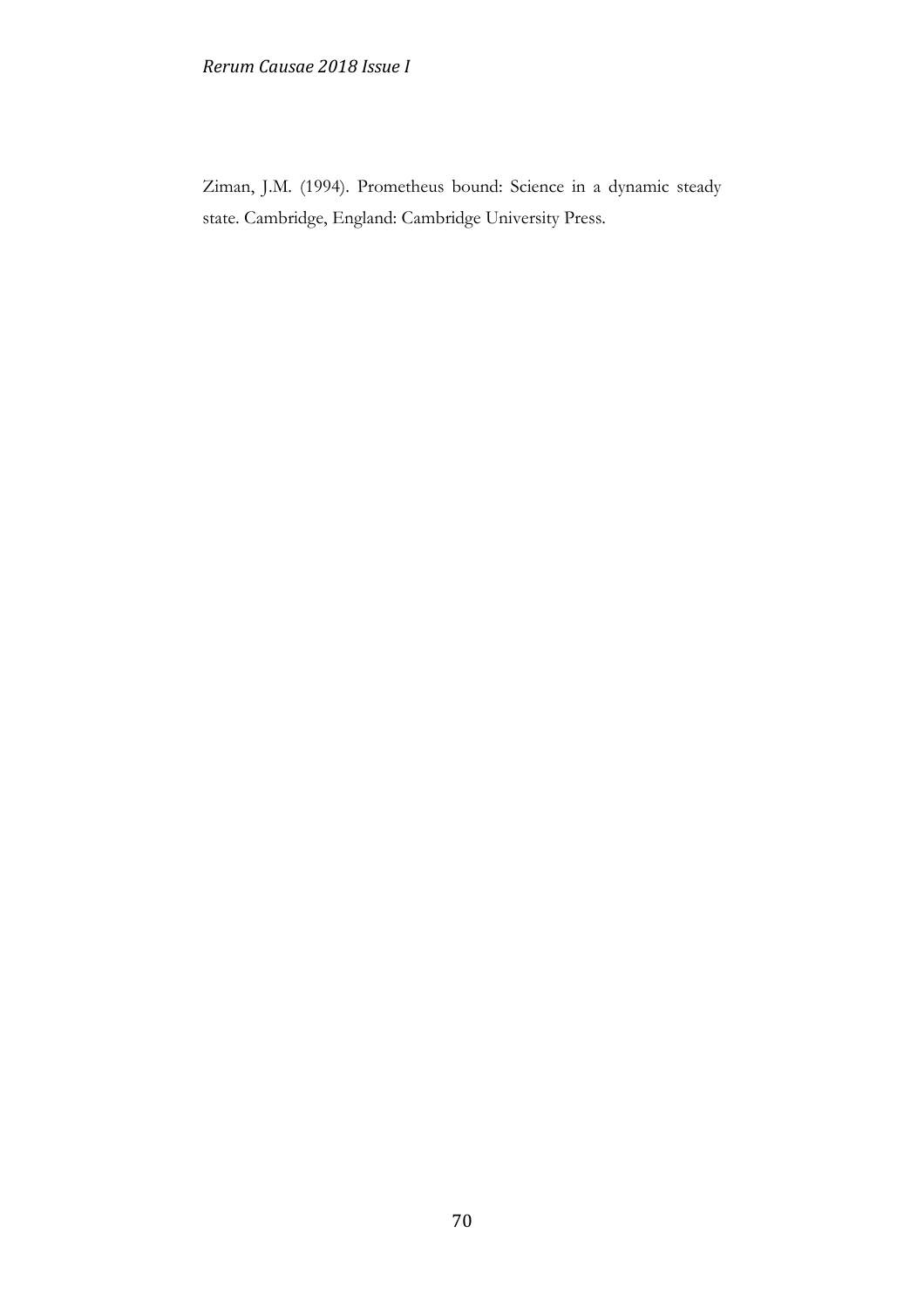Ziman, J.M. (1994). Prometheus bound: Science in a dynamic steady state. Cambridge, England: Cambridge University Press.